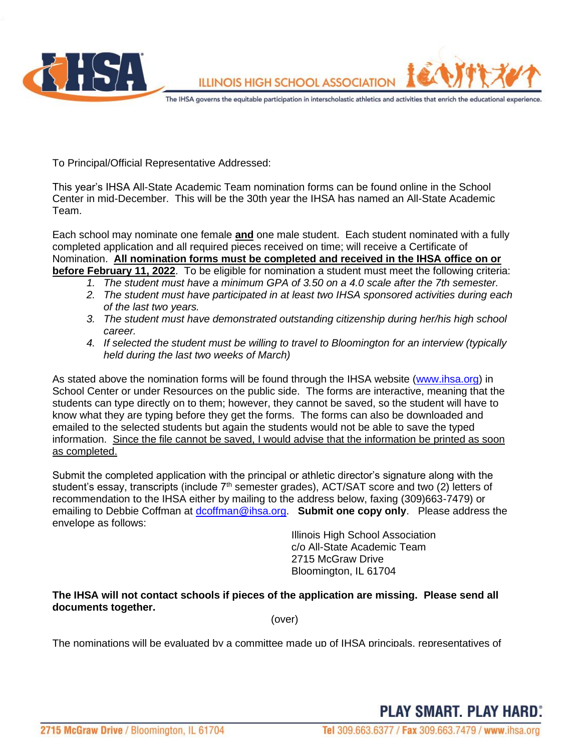ILLINOIS HIGH SCHOOL ASSOCIATION

The IHSA governs the equitable participation in interscholastic athletics and activities that enrich the educational experience.

To Principal/Official Representative Addressed:

This year's IHSA All-State Academic Team nomination forms can be found online in the School Center in mid-December. This will be the 30th year the IHSA has named an All-State Academic Team.

Each school may nominate one female **and** one male student. Each student nominated with a fully completed application and all required pieces received on time; will receive a Certificate of Nomination. **All nomination forms must be completed and received in the IHSA office on or before February 11, 2022**. To be eligible for nomination a student must meet the following criteria:

1. *The student must have a minimum GPA of 3.50 on a 4.0 scale after the 7th semester.*
2. *The student must have participated in at least two IHSA sponsored activities during each of the last two years.*
3. *The student must have demonstrated outstanding citizenship during her/his high school career.*
4. *If selected the student must be willing to travel to Bloomington for an interview (typically held during the last two weeks of March)*

As stated above the nomination forms will be found through the IHSA website (www.ihsa.org) in School Center or under Resources on the public side. The forms are interactive, meaning that the students can type directly on to them; however, they cannot be saved, so the student will have to know what they are typing before they get the forms. The forms can also be downloaded and emailed to the selected students but again the students would not be able to save the typed information. Since the file cannot be saved, I would advise that the information be printed as soon as completed.

Submit the completed application with the principal or athletic director's signature along with the student's essay, transcripts (include 7th semester grades), ACT/SAT score and two (2) letters of recommendation to the IHSA either by mailing to the address below, faxing (309)663-7479) or emailing to Debbie Coffman at dcoffman@ihsa.org. **Submit one copy only**. Please address the envelope as follows:

Illinois High School Association
c/o All-State Academic Team
2715 McGraw Drive
Bloomington, IL 61704

**The IHSA will not contact schools if pieces of the application are missing. Please send all documents together.**

(over)

The nominations will be evaluated by a committee made up of IHSA principals, representatives of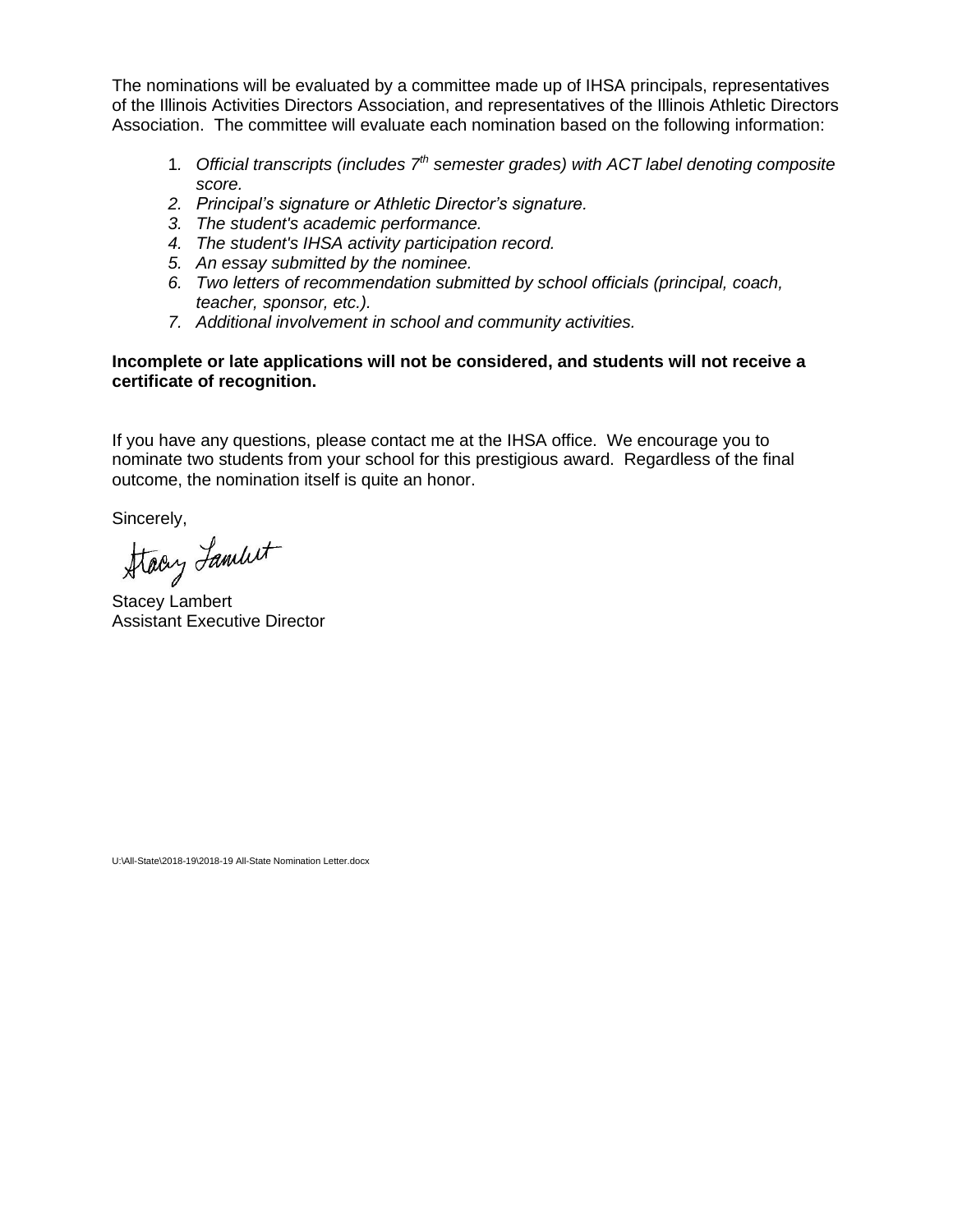The nominations will be evaluated by a committee made up of IHSA principals, representatives of the Illinois Activities Directors Association, and representatives of the Illinois Athletic Directors Association. The committee will evaluate each nomination based on the following information:

1. *Official transcripts (includes 7th semester grades) with ACT label denoting composite score.*
2. *Principal's signature or Athletic Director's signature.*
3. *The student's academic performance.*
4. *The student's IHSA activity participation record.*
5. *An essay submitted by the nominee.*
6. *Two letters of recommendation submitted by school officials (principal, coach, teacher, sponsor, etc.).*
7. *Additional involvement in school and community activities.*

**Incomplete or late applications will not be considered, and students will not receive a certificate of recognition.**

If you have any questions, please contact me at the IHSA office. We encourage you to nominate two students from your school for this prestigious award. Regardless of the final outcome, the nomination itself is quite an honor.

Sincerely,

Stacey Lambert

Stacey Lambert
Assistant Executive Director

U:\All-State\2018-19\2018-19 All-State Nomination Letter.docx